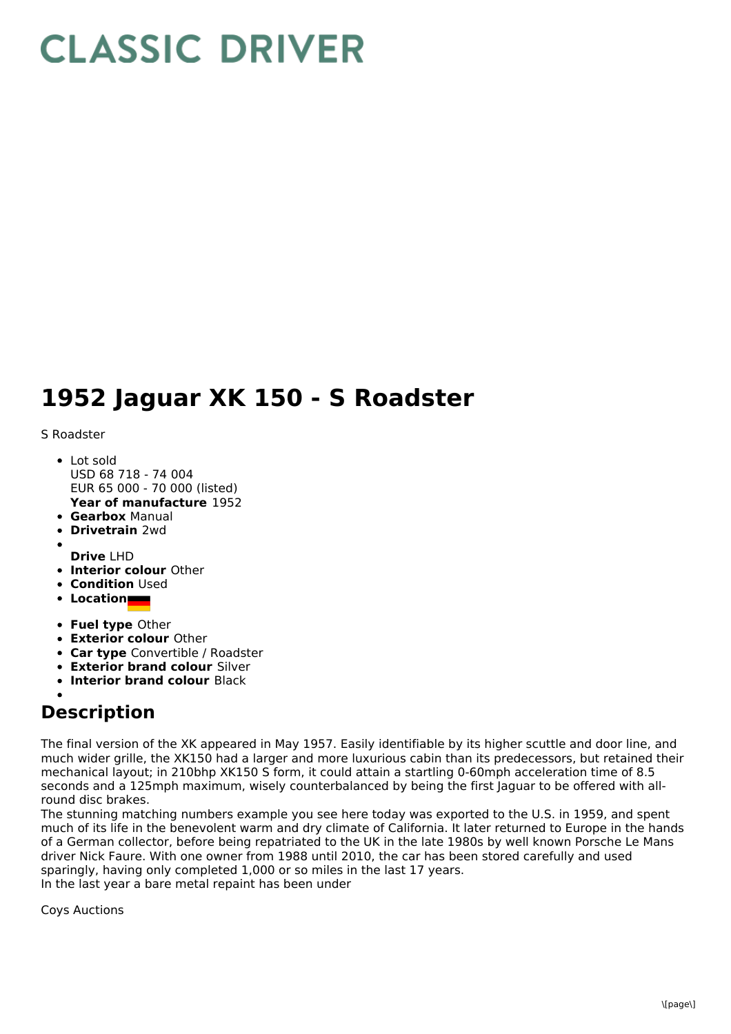# CLASSIC DRIVER

# 1952 Jaguar XK 150 - S Roadster

S Roadster

- Lot sold  
  USD 68 718 - 74 004  
  EUR 65 000 - 70 000 (listed)  
  **Year of manufacture** 1952
- **Gearbox** Manual
- **Drivetrain** 2wd
- **Drive** LHD
- **Interior colour** Other
- **Condition** Used
- **Location**
- **Fuel type** Other
- **Exterior colour** Other
- **Car type** Convertible / Roadster
- **Exterior brand colour** Silver
- **Interior brand colour** Black

## Description

The final version of the XK appeared in May 1957. Easily identifiable by its higher scuttle and door line, and much wider grille, the XK150 had a larger and more luxurious cabin than its predecessors, but retained their mechanical layout; in 210bhp XK150 S form, it could attain a startling 0-60mph acceleration time of 8.5 seconds and a 125mph maximum, wisely counterbalanced by being the first Jaguar to be offered with all-round disc brakes.
The stunning matching numbers example you see here today was exported to the U.S. in 1959, and spent much of its life in the benevolent warm and dry climate of California. It later returned to Europe in the hands of a German collector, before being repatriated to the UK in the late 1980s by well known Porsche Le Mans driver Nick Faure. With one owner from 1988 until 2010, the car has been stored carefully and used sparingly, having only completed 1,000 or so miles in the last 17 years.
In the last year a bare metal repaint has been under

Coys Auctions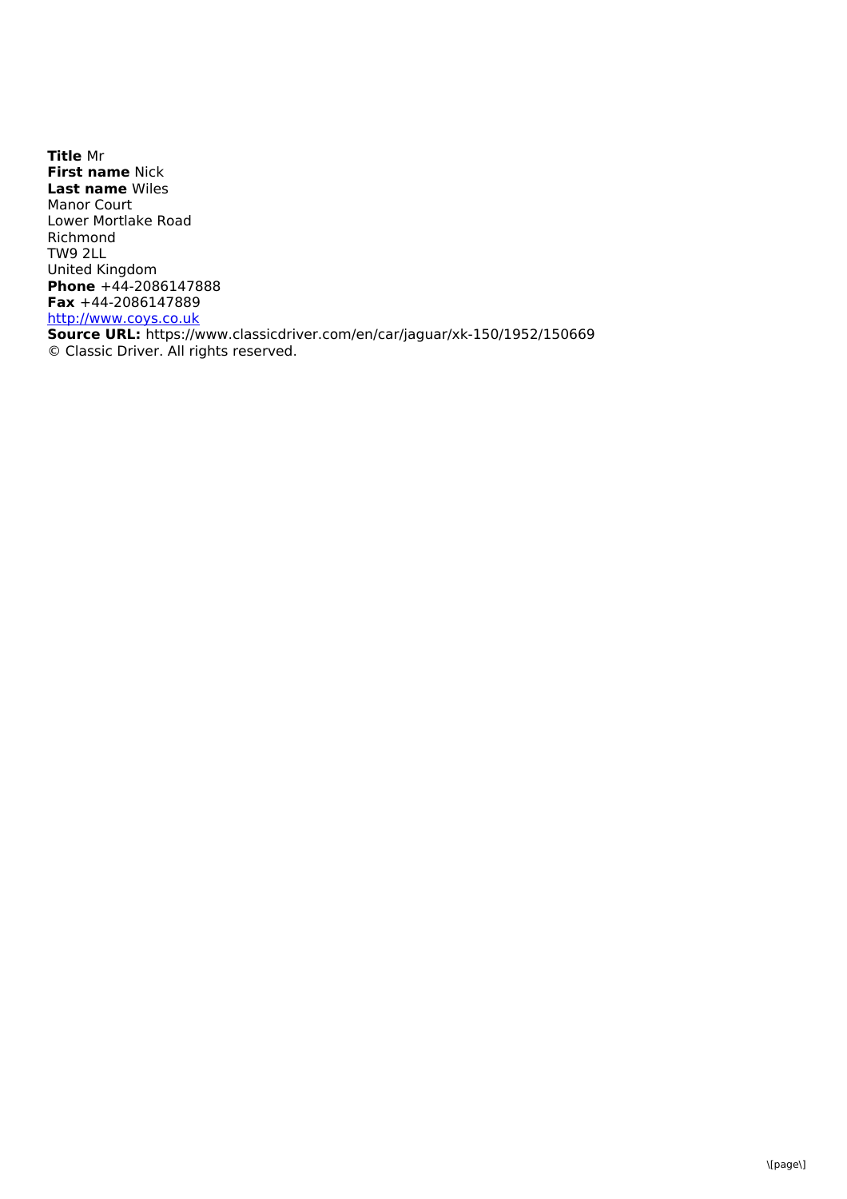**Title** Mr
**First name** Nick
**Last name** Wiles
Manor Court
Lower Mortlake Road
Richmond
TW9 2LL
United Kingdom
**Phone** +44-2086147888
**Fax** +44-2086147889
[http://www.coys.co.uk](http://www.coys.co.uk)
**Source URL:** https://www.classicdriver.com/en/car/jaguar/xk-150/1952/150669
© Classic Driver. All rights reserved.